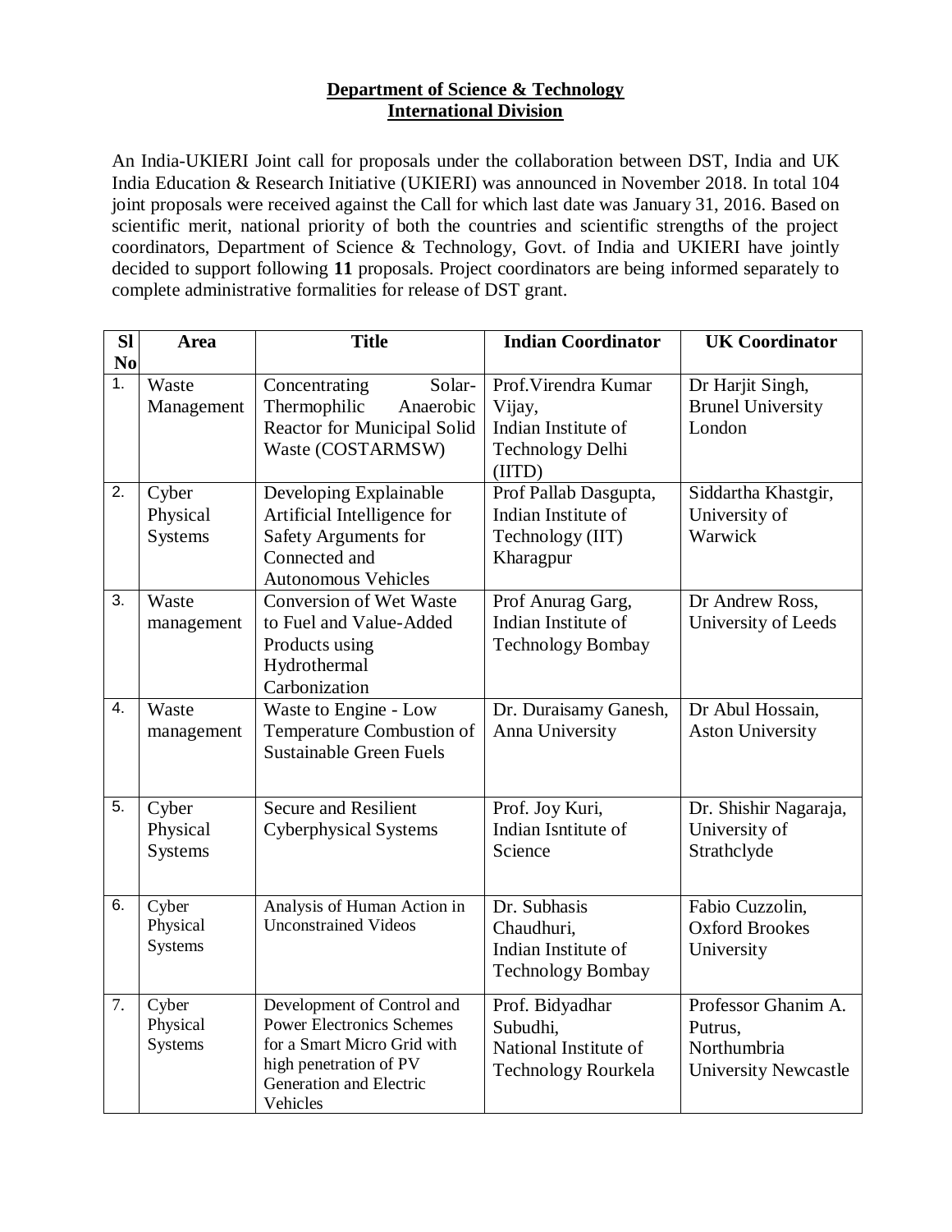**Department of Science & Technology**
**International Division**

An India-UKIERI Joint call for proposals under the collaboration between DST, India and UK India Education & Research Initiative (UKIERI) was announced in November 2018. In total 104 joint proposals were received against the Call for which last date was January 31, 2016. Based on scientific merit, national priority of both the countries and scientific strengths of the project coordinators, Department of Science & Technology, Govt. of India and UKIERI have jointly decided to support following **11** proposals. Project coordinators are being informed separately to complete administrative formalities for release of DST grant.

| Sl No | Area | Title | Indian Coordinator | UK Coordinator |
|---|---|---|---|---|
| 1. | Waste Management | Concentrating Solar-Thermophilic Anaerobic Reactor for Municipal Solid Waste (COSTARMSW) | Prof.Virendra Kumar Vijay, Indian Institute of Technology Delhi (IITD) | Dr Harjit Singh, Brunel University London |
| 2. | Cyber Physical Systems | Developing Explainable Artificial Intelligence for Safety Arguments for Connected and Autonomous Vehicles | Prof Pallab Dasgupta, Indian Institute of Technology (IIT) Kharagpur | Siddartha Khastgir, University of Warwick |
| 3. | Waste management | Conversion of Wet Waste to Fuel and Value-Added Products using Hydrothermal Carbonization | Prof Anurag Garg, Indian Institute of Technology Bombay | Dr Andrew Ross, University of Leeds |
| 4. | Waste management | Waste to Engine - Low Temperature Combustion of Sustainable Green Fuels | Dr. Duraisamy Ganesh, Anna University | Dr Abul Hossain, Aston University |
| 5. | Cyber Physical Systems | Secure and Resilient Cyberphysical Systems | Prof. Joy Kuri, Indian Isntitute of Science | Dr. Shishir Nagaraja, University of Strathclyde |
| 6. | Cyber Physical Systems | Analysis of Human Action in Unconstrained Videos | Dr. Subhasis Chaudhuri, Indian Institute of Technology Bombay | Fabio Cuzzolin, Oxford Brookes University |
| 7. | Cyber Physical Systems | Development of Control and Power Electronics Schemes for a Smart Micro Grid with high penetration of PV Generation and Electric Vehicles | Prof. Bidyadhar Subudhi, National Institute of Technology Rourkela | Professor Ghanim A. Putrus, Northumbria University Newcastle |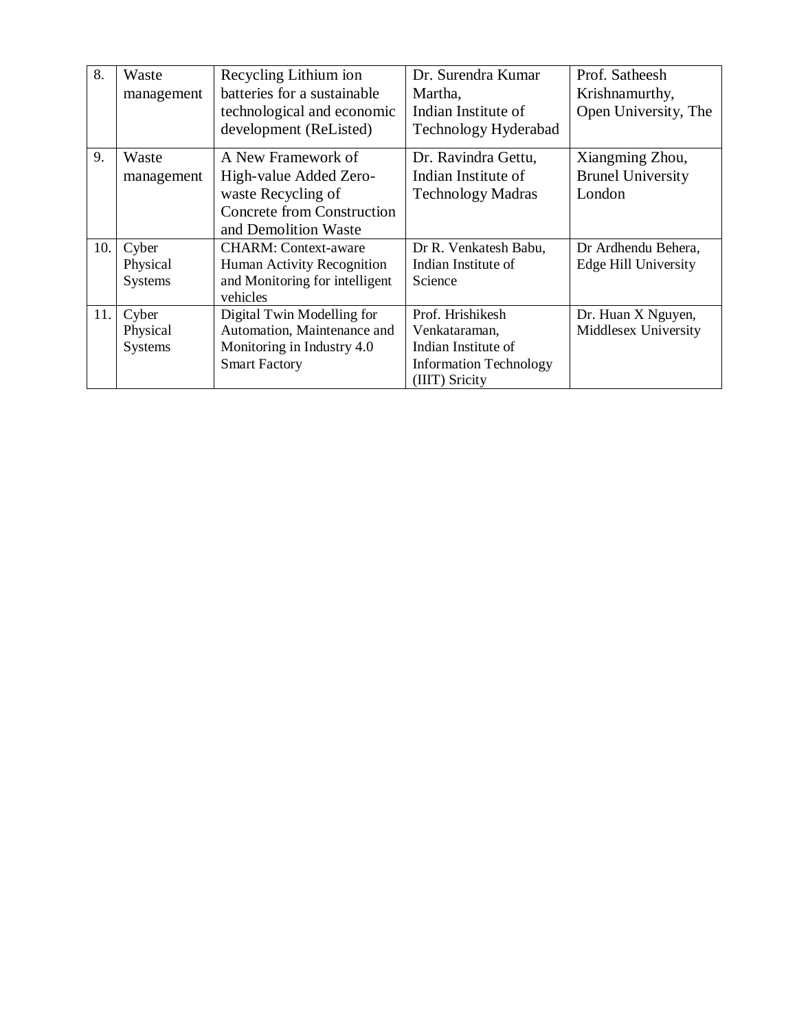| | | | | |
|---|---|---|---|---|
| 8. | Waste management | Recycling Lithium ion batteries for a sustainable technological and economic development (ReListed) | Dr. Surendra Kumar Martha, Indian Institute of Technology Hyderabad | Prof. Satheesh Krishnamurthy, Open University, The |
| 9. | Waste management | A New Framework of High-value Added Zero-waste Recycling of Concrete from Construction and Demolition Waste | Dr. Ravindra Gettu, Indian Institute of Technology Madras | Xiangming Zhou, Brunel University London |
| 10. | Cyber Physical Systems | CHARM: Context-aware Human Activity Recognition and Monitoring for intelligent vehicles | Dr R. Venkatesh Babu, Indian Institute of Science | Dr Ardhendu Behera, Edge Hill University |
| 11. | Cyber Physical Systems | Digital Twin Modelling for Automation, Maintenance and Monitoring in Industry 4.0 Smart Factory | Prof. Hrishikesh Venkataraman, Indian Institute of Information Technology (IIIT) Sricity | Dr. Huan X Nguyen, Middlesex University |